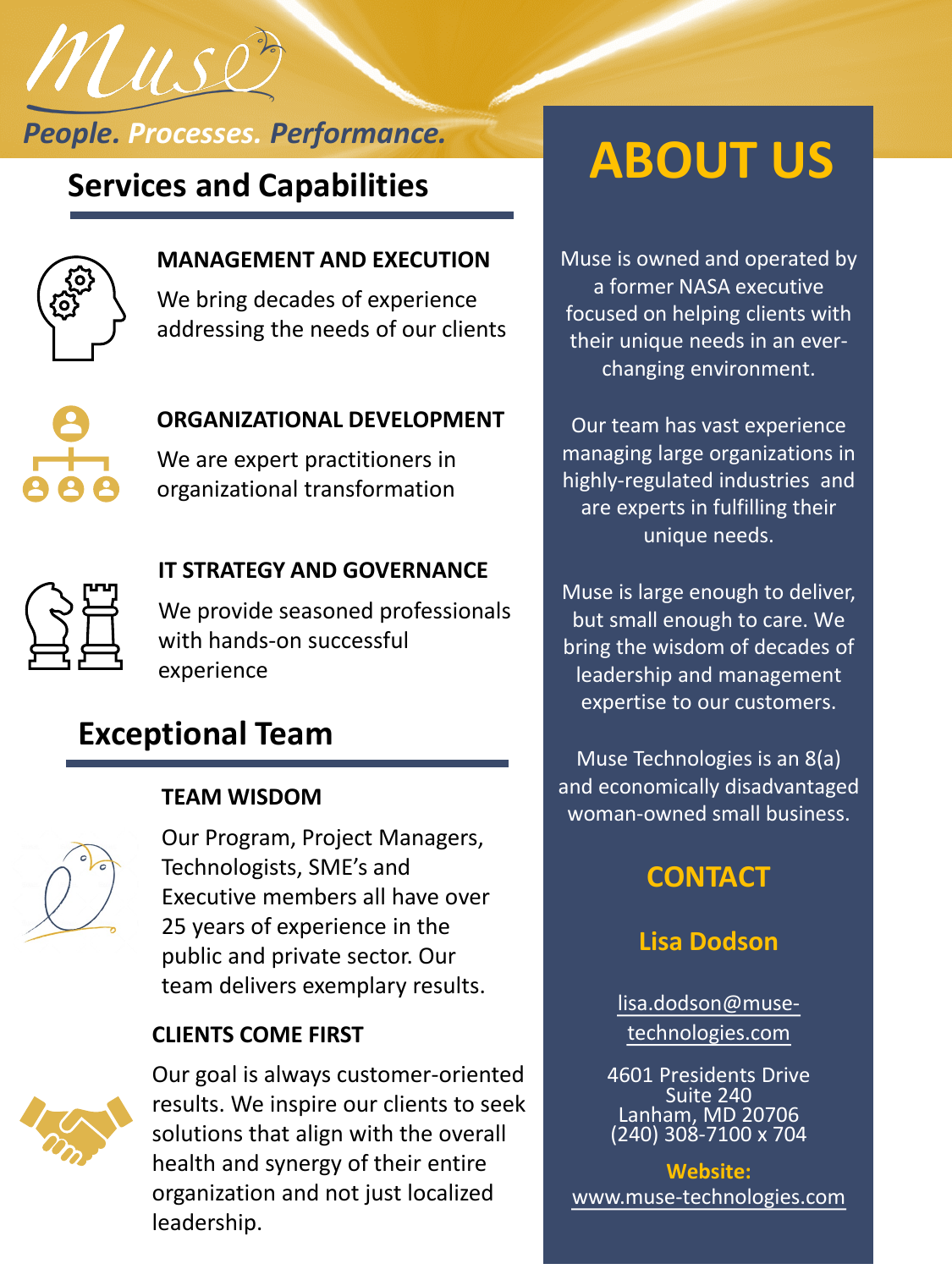# Muse

*People. Processes. Performance.*

## Services and Capabilities

### MANAGEMENT AND EXECUTION

We bring decades of experience addressing the needs of our clients

### ORGANIZATIONAL DEVELOPMENT

We are expert practitioners in organizational transformation

### IT STRATEGY AND GOVERNANCE

We provide seasoned professionals with hands-on successful experience

## Exceptional Team

### TEAM WISDOM

Our Program, Project Managers, Technologists, SME's and Executive members all have over 25 years of experience in the public and private sector. Our team delivers exemplary results.

### CLIENTS COME FIRST

Our goal is always customer-oriented results. We inspire our clients to seek solutions that align with the overall health and synergy of their entire organization and not just localized leadership.

## ABOUT US

Muse is owned and operated by a former NASA executive focused on helping clients with their unique needs in an ever-changing environment.

Our team has vast experience managing large organizations in highly-regulated industries and are experts in fulfilling their unique needs.

Muse is large enough to deliver, but small enough to care. We bring the wisdom of decades of leadership and management expertise to our customers.

Muse Technologies is an 8(a) and economically disadvantaged woman-owned small business.

## CONTACT

### Lisa Dodson

lisa.dodson@muse-technologies.com

4601 Presidents Drive
Suite 240
Lanham, MD 20706
(240) 308-7100 x 704

**Website:**
www.muse-technologies.com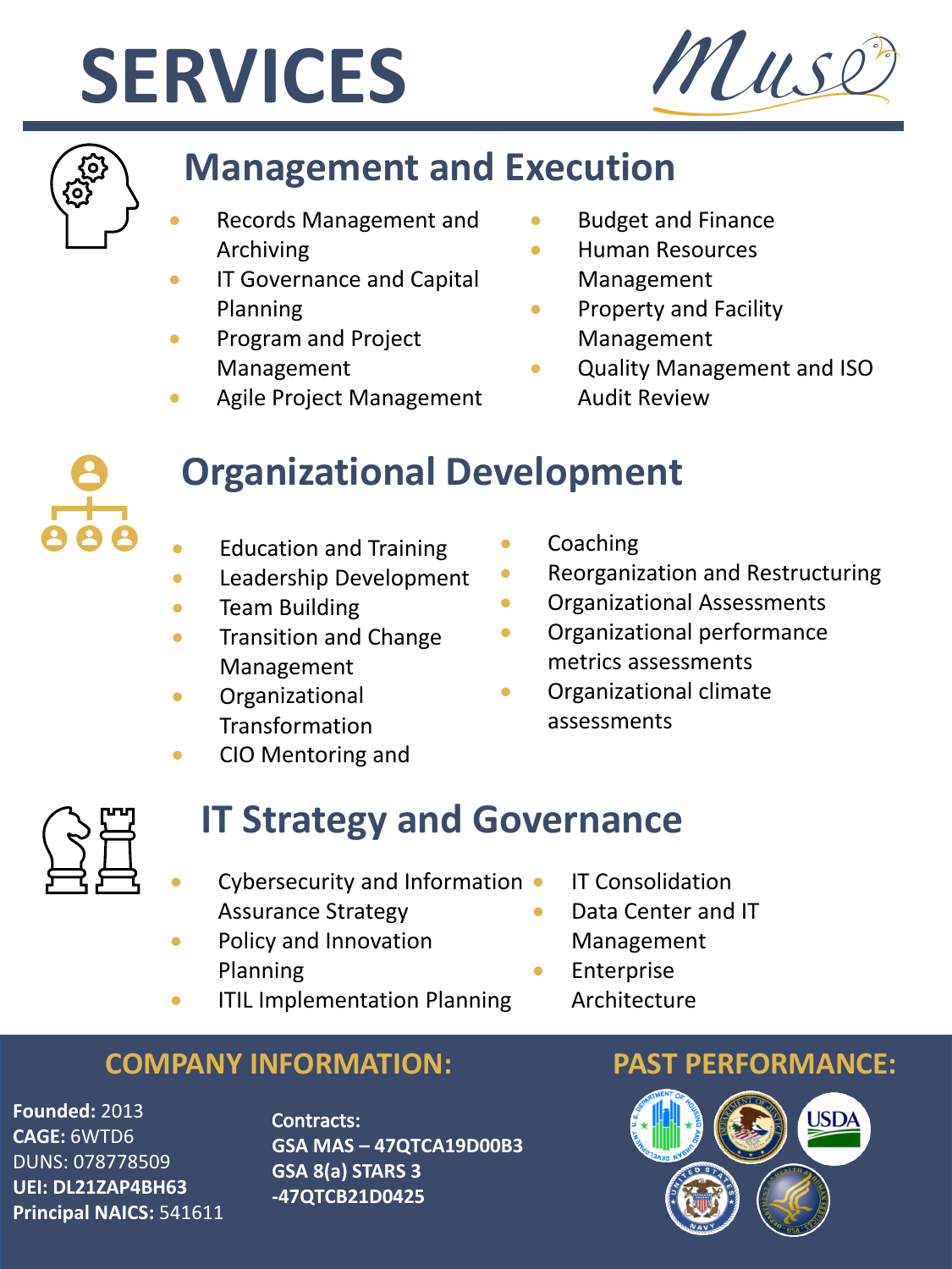# SERVICES

Muse

## Management and Execution

- Records Management and Archiving
- IT Governance and Capital Planning
- Program and Project Management
- Agile Project Management
- Budget and Finance
- Human Resources Management
- Property and Facility Management
- Quality Management and ISO Audit Review

## Organizational Development

- Education and Training
- Leadership Development
- Team Building
- Transition and Change Management
- Organizational Transformation
- CIO Mentoring and
- Coaching
- Reorganization and Restructuring
- Organizational Assessments
- Organizational performance metrics assessments
- Organizational climate assessments

## IT Strategy and Governance

- Cybersecurity and Information Assurance Strategy
- Policy and Innovation Planning
- ITIL Implementation Planning
- IT Consolidation
- Data Center and IT Management
- Enterprise Architecture

## COMPANY INFORMATION:

**Founded:** 2013
**CAGE:** 6WTD6
DUNS: 078778509
**UEI: DL21ZAP4BH63**
**Principal NAICS:** 541611

**Contracts:**
**GSA MAS – 47QTCA19D00B3**
**GSA 8(a) STARS 3 -47QTCB21D0425**

## PAST PERFORMANCE: